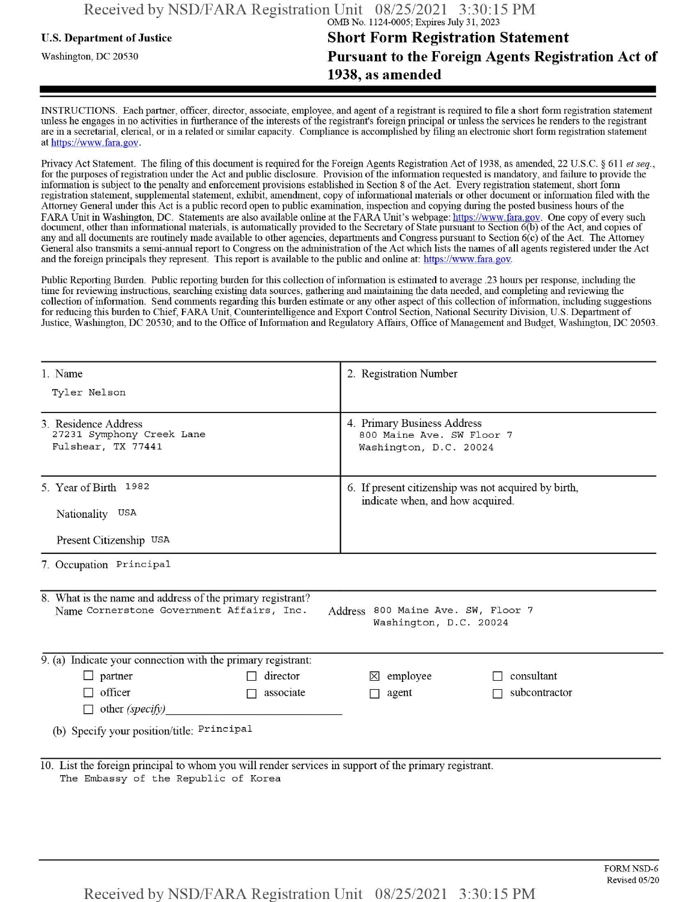OMB No. 1124-0005; Expires July 31, 2023

**U.S. Department of Justice**

Washington, DC 20530

# Short Form Registration Statement Pursuant to the Foreign Agents Registration Act of 1938, as amended

INSTRUCTIONS. Each partner, officer, director, associate, employee, and agent of a registrant is required to file a short form registration statement unless he engages in no activities in furtherance of the interests of the registrant's foreign principal or unless the services he renders to the registrant are in a secretarial, clerical, or in a related or similar capacity. Compliance is accomplished by filing an electronic short form registration statement at https://www.fara.gov.

Privacy Act Statement. The filing of this document is required for the Foreign Agents Registration Act of 1938, as amended, 22 U.S.C. § 611 *et seq.*, for the purposes of registration under the Act and public disclosure. Provision of the information requested is mandatory, and failure to provide the information is subject to the penalty and enforcement provisions established in Section 8 of the Act. Every registration statement, short form registration statement, supplemental statement, exhibit, amendment, copy of informational materials or other document or information filed with the Attorney General under this Act is a public record open to public examination, inspection and copying during the posted business hours of the FARA Unit in Washington, DC. Statements are also available online at the FARA Unit's webpage: https://www.fara.gov. One copy of every such document, other than informational materials, is automatically provided to the Secretary of State pursuant to Section 6(b) of the Act, and copies of any and all documents are routinely made available to other agencies, departments and Congress pursuant to Section 6(c) of the Act. The Attorney General also transmits a semi-annual report to Congress on the administration of the Act which lists the names of all agents registered under the Act and the foreign principals they represent. This report is available to the public and online at: https://www.fara.gov.

Public Reporting Burden. Public reporting burden for this collection of information is estimated to average .23 hours per response, including the time for reviewing instructions, searching existing data sources, gathering and maintaining the data needed, and completing and reviewing the collection of information. Send comments regarding this burden estimate or any other aspect of this collection of information, including suggestions for reducing this burden to Chief, FARA Unit, Counterintelligence and Export Control Section, National Security Division, U.S. Department of Justice, Washington, DC 20530; and to the Office of Information and Regulatory Affairs, Office of Management and Budget, Washington, DC 20503.

| 1. Name | 2. Registration Number |
|---|---|
| Tyler Nelson | |
| **3. Residence Address** | **4. Primary Business Address** |
| 27231 Symphony Creek Lane<br>Fulshear, TX 77441 | 800 Maine Ave. SW Floor 7<br>Washington, D.C. 20024 |
| **5. Year of Birth** 1982<br>Nationality USA<br>Present Citizenship USA | **6. If present citizenship was not acquired by birth, indicate when, and how acquired.** |

7. Occupation Principal

8. What is the name and address of the primary registrant?
Name Cornerstone Government Affairs, Inc.
Address 800 Maine Ave. SW, Floor 7
Washington, D.C. 20024

9. (a) Indicate your connection with the primary registrant:

- ☐ partner
- ☐ director
- ☒ employee
- ☐ consultant
- ☐ officer
- ☐ associate
- ☐ agent
- ☐ subcontractor
- ☐ other *(specify)*

(b) Specify your position/title: Principal

10. List the foreign principal to whom you will render services in support of the primary registrant.
The Embassy of the Republic of Korea

FORM NSD-6
Revised 05/20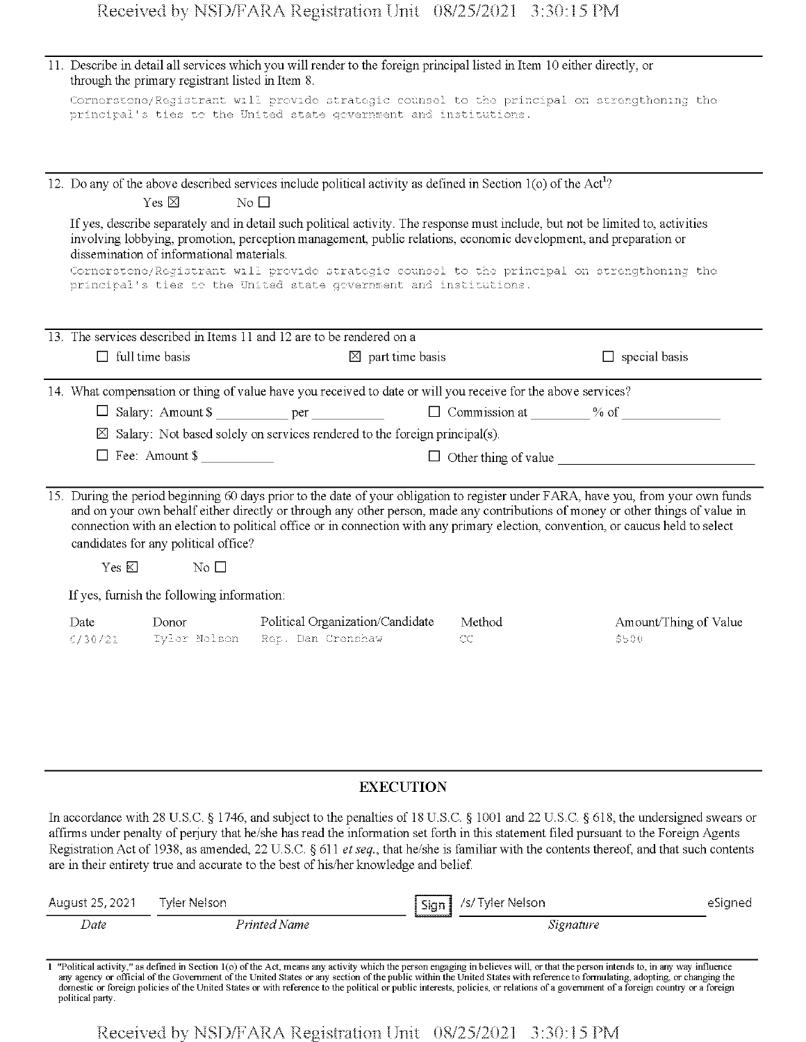11. Describe in detail all services which you will render to the foreign principal listed in Item 10 either directly, or through the primary registrant listed in Item 8.

Cornerstone/Registrant will provide strategic counsel to the principal on strengthening the principal's ties to the United state government and institutions.

12. Do any of the above described services include political activity as defined in Section 1(o) of the Act[1]?

Yes ☒ No ☐

If yes, describe separately and in detail such political activity. The response must include, but not be limited to, activities involving lobbying, promotion, perception management, public relations, economic development, and preparation or dissemination of informational materials.

Cornerstone/Registrant will provide strategic counsel to the principal on strengthening the principal's ties to the United state government and institutions.

13. The services described in Items 11 and 12 are to be rendered on a

☐ full time basis ☒ part time basis ☐ special basis

14. What compensation or thing of value have you received to date or will you receive for the above services?

☐ Salary: Amount $ \_\_\_\_\_\_\_\_\_\_ per \_\_\_\_\_\_\_\_\_\_ ☐ Commission at \_\_\_\_\_\_\_\_ % of \_\_\_\_\_\_\_\_\_\_

☒ Salary: Not based solely on services rendered to the foreign principal(s).

☐ Fee: Amount $ \_\_\_\_\_\_\_\_\_\_ ☐ Other thing of value \_\_\_\_\_\_\_\_\_\_

15. During the period beginning 60 days prior to the date of your obligation to register under FARA, have you, from your own funds and on your own behalf either directly or through any other person, made any contributions of money or other things of value in connection with an election to political office or in connection with any primary election, convention, or caucus held to select candidates for any political office?

Yes ☒ No ☐

If yes, furnish the following information:

| Date | Donor | Political Organization/Candidate | Method | Amount/Thing of Value |
|---|---|---|---|---|
| 6/30/21 | Tyler Nelson | Rep. Dan Crenshaw | CC | $500 |

## EXECUTION

In accordance with 28 U.S.C. § 1746, and subject to the penalties of 18 U.S.C. § 1001 and 22 U.S.C. § 618, the undersigned swears or affirms under penalty of perjury that he/she has read the information set forth in this statement filed pursuant to the Foreign Agents Registration Act of 1938, as amended, 22 U.S.C. § 611 *et seq.*, that he/she is familiar with the contents thereof, and that such contents are in their entirety true and accurate to the best of his/her knowledge and belief.

| August 25, 2021 | Tyler Nelson | /s/ Tyler Nelson | eSigned |
|---|---|---|---|
| *Date* | *Printed Name* | *Signature* | |

[1] "Political activity," as defined in Section 1(o) of the Act, means any activity which the person engaging in believes will, or that the person intends to, in any way influence any agency or official of the Government of the United States or any section of the public within the United States with reference to formulating, adopting, or changing the domestic or foreign policies of the United States or with reference to the political or public interests, policies, or relations of a government of a foreign country or a foreign political party.